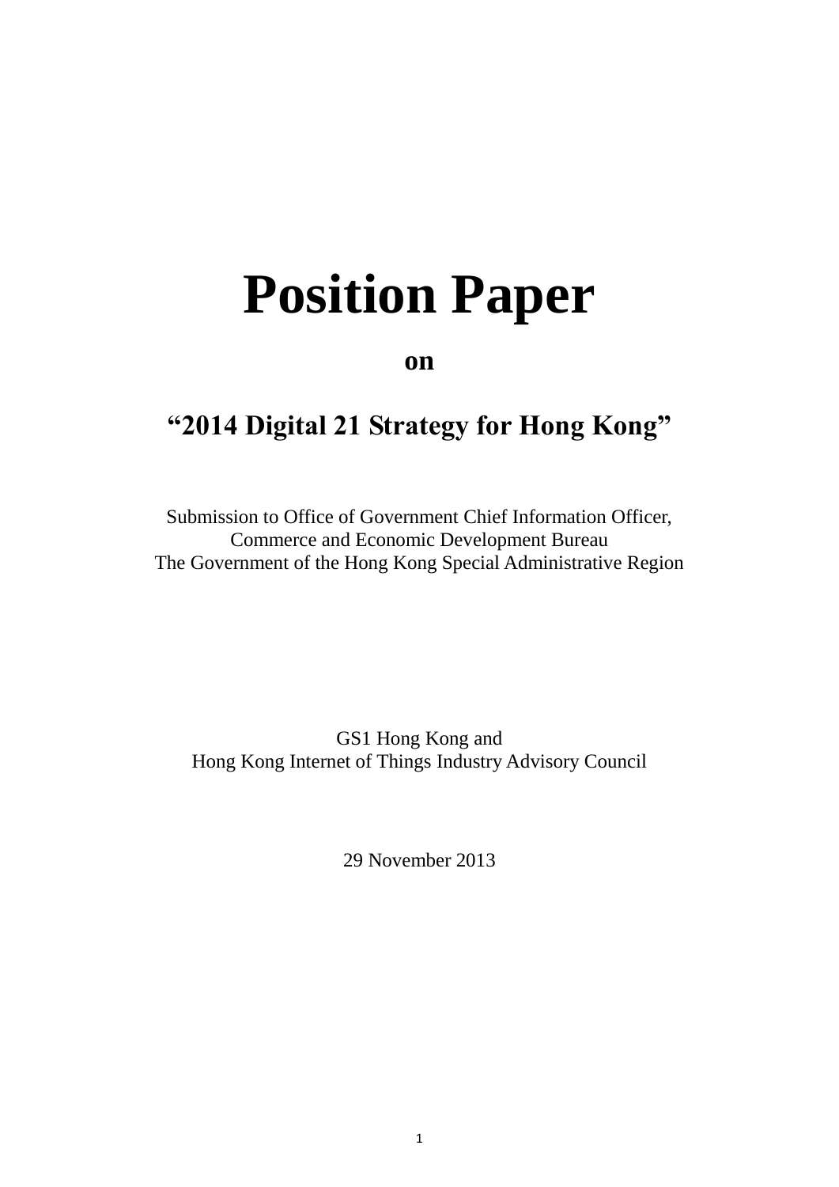# Position Paper

**on**

## "2014 Digital 21 Strategy for Hong Kong"

Submission to Office of Government Chief Information Officer,
Commerce and Economic Development Bureau
The Government of the Hong Kong Special Administrative Region

GS1 Hong Kong and
Hong Kong Internet of Things Industry Advisory Council

29 November 2013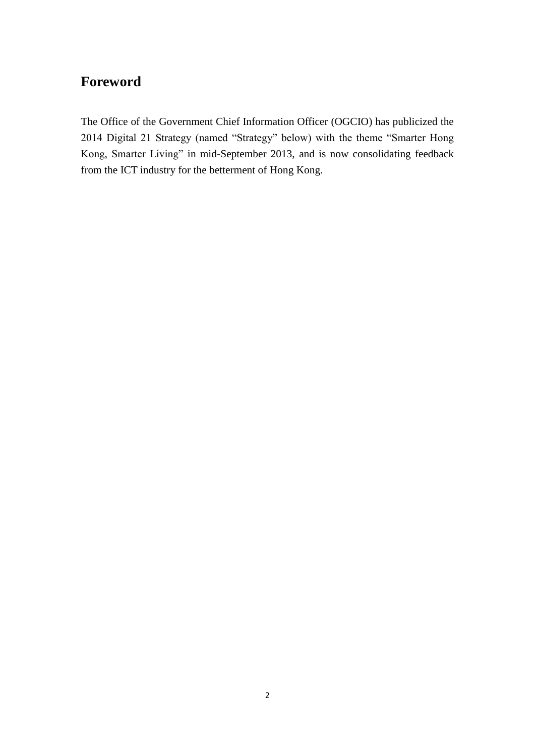# Foreword

The Office of the Government Chief Information Officer (OGCIO) has publicized the 2014 Digital 21 Strategy (named "Strategy" below) with the theme "Smarter Hong Kong, Smarter Living" in mid-September 2013, and is now consolidating feedback from the ICT industry for the betterment of Hong Kong.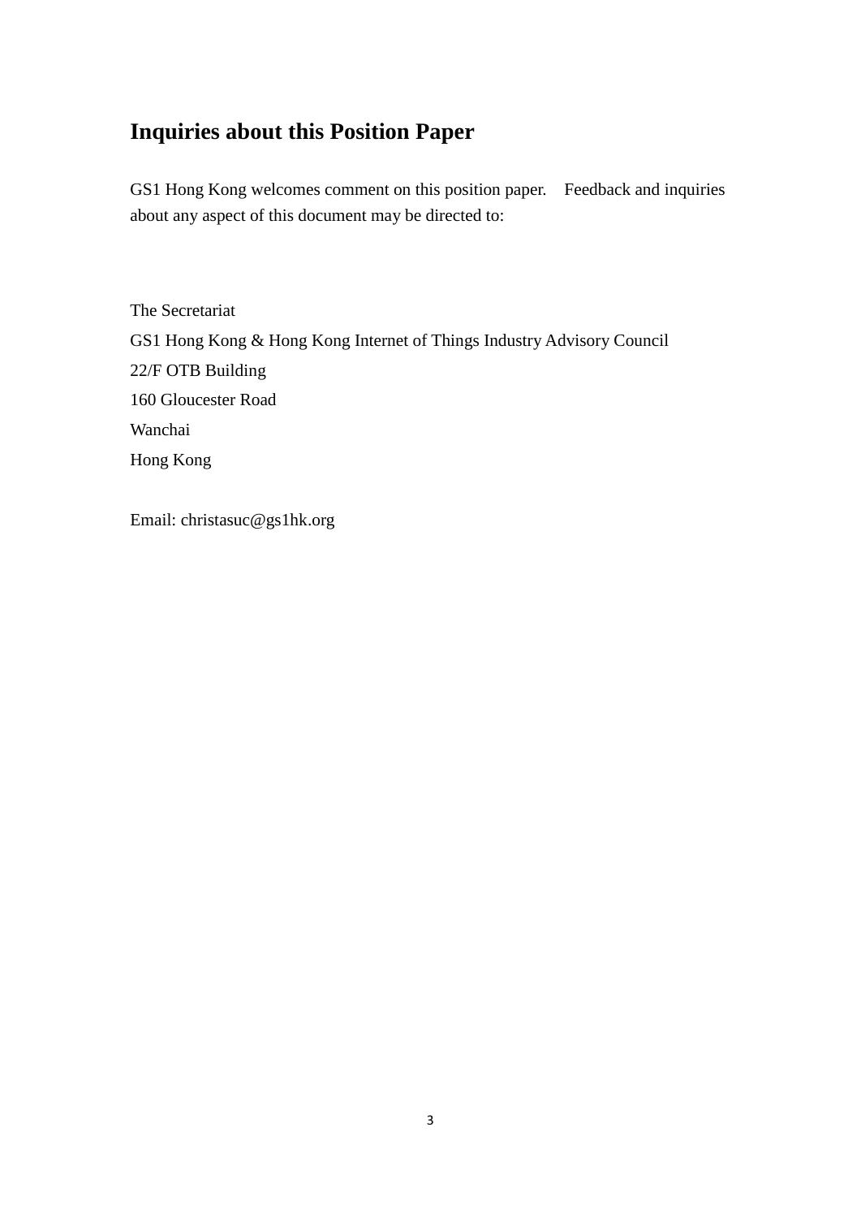## Inquiries about this Position Paper

GS1 Hong Kong welcomes comment on this position paper. Feedback and inquiries about any aspect of this document may be directed to:

The Secretariat  
GS1 Hong Kong & Hong Kong Internet of Things Industry Advisory Council  
22/F OTB Building  
160 Gloucester Road  
Wanchai  
Hong Kong

Email: christasuc@gs1hk.org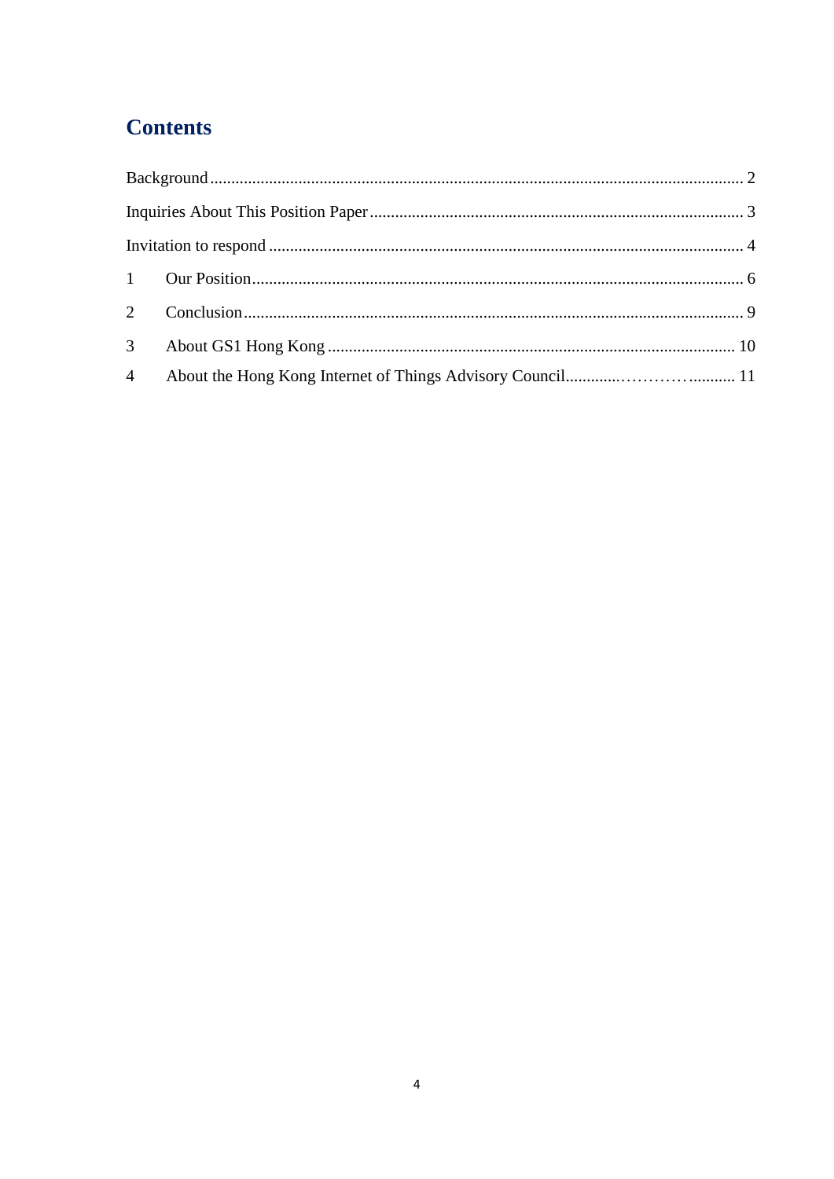# Contents

Background ........................................................................................................................ 2

Inquiries About This Position Paper ................................................................................. 3

Invitation to respond .......................................................................................................... 4

1 Our Position ................................................................................................................... 6

2 Conclusion ..................................................................................................................... 9

3 About GS1 Hong Kong ................................................................................................ 10

4 About the Hong Kong Internet of Things Advisory Council........................................ 11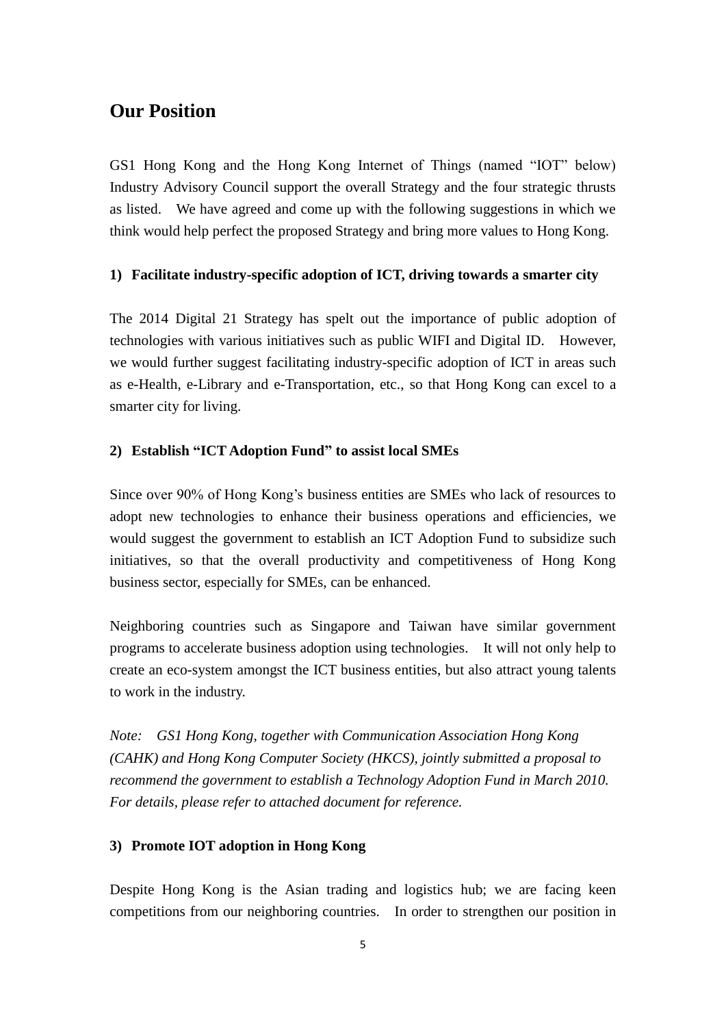## Our Position

GS1 Hong Kong and the Hong Kong Internet of Things (named "IOT" below) Industry Advisory Council support the overall Strategy and the four strategic thrusts as listed. We have agreed and come up with the following suggestions in which we think would help perfect the proposed Strategy and bring more values to Hong Kong.

**1) Facilitate industry-specific adoption of ICT, driving towards a smarter city**

The 2014 Digital 21 Strategy has spelt out the importance of public adoption of technologies with various initiatives such as public WIFI and Digital ID. However, we would further suggest facilitating industry-specific adoption of ICT in areas such as e-Health, e-Library and e-Transportation, etc., so that Hong Kong can excel to a smarter city for living.

**2) Establish "ICT Adoption Fund" to assist local SMEs**

Since over 90% of Hong Kong's business entities are SMEs who lack of resources to adopt new technologies to enhance their business operations and efficiencies, we would suggest the government to establish an ICT Adoption Fund to subsidize such initiatives, so that the overall productivity and competitiveness of Hong Kong business sector, especially for SMEs, can be enhanced.

Neighboring countries such as Singapore and Taiwan have similar government programs to accelerate business adoption using technologies. It will not only help to create an eco-system amongst the ICT business entities, but also attract young talents to work in the industry.

*Note: GS1 Hong Kong, together with Communication Association Hong Kong (CAHK) and Hong Kong Computer Society (HKCS), jointly submitted a proposal to recommend the government to establish a Technology Adoption Fund in March 2010. For details, please refer to attached document for reference.*

**3) Promote IOT adoption in Hong Kong**

Despite Hong Kong is the Asian trading and logistics hub; we are facing keen competitions from our neighboring countries. In order to strengthen our position in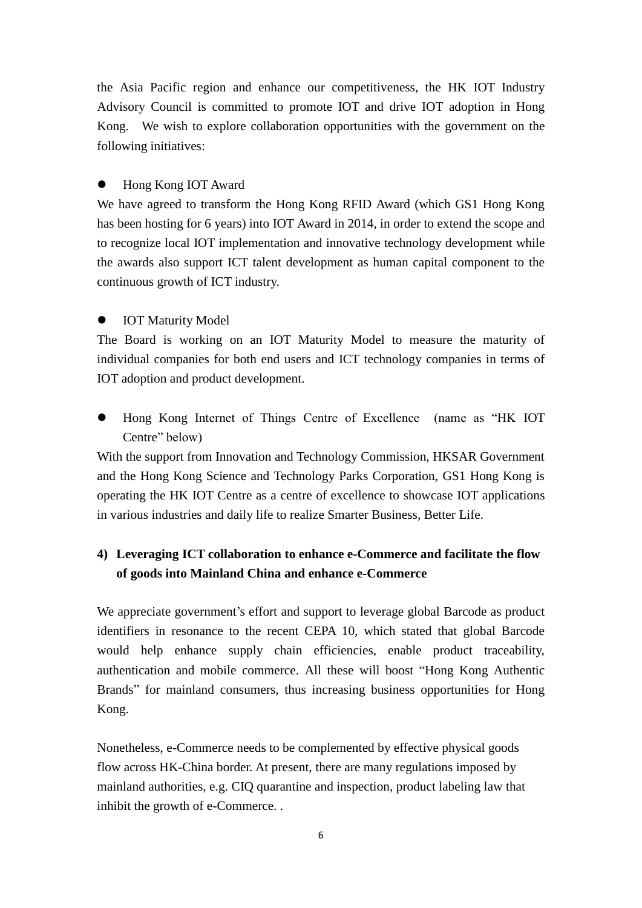the Asia Pacific region and enhance our competitiveness, the HK IOT Industry Advisory Council is committed to promote IOT and drive IOT adoption in Hong Kong. We wish to explore collaboration opportunities with the government on the following initiatives:

- Hong Kong IOT Award

We have agreed to transform the Hong Kong RFID Award (which GS1 Hong Kong has been hosting for 6 years) into IOT Award in 2014, in order to extend the scope and to recognize local IOT implementation and innovative technology development while the awards also support ICT talent development as human capital component to the continuous growth of ICT industry.

- IOT Maturity Model

The Board is working on an IOT Maturity Model to measure the maturity of individual companies for both end users and ICT technology companies in terms of IOT adoption and product development.

- Hong Kong Internet of Things Centre of Excellence (name as "HK IOT Centre" below)

With the support from Innovation and Technology Commission, HKSAR Government and the Hong Kong Science and Technology Parks Corporation, GS1 Hong Kong is operating the HK IOT Centre as a centre of excellence to showcase IOT applications in various industries and daily life to realize Smarter Business, Better Life.

**4) Leveraging ICT collaboration to enhance e-Commerce and facilitate the flow of goods into Mainland China and enhance e-Commerce**

We appreciate government's effort and support to leverage global Barcode as product identifiers in resonance to the recent CEPA 10, which stated that global Barcode would help enhance supply chain efficiencies, enable product traceability, authentication and mobile commerce. All these will boost "Hong Kong Authentic Brands" for mainland consumers, thus increasing business opportunities for Hong Kong.

Nonetheless, e-Commerce needs to be complemented by effective physical goods flow across HK-China border. At present, there are many regulations imposed by mainland authorities, e.g. CIQ quarantine and inspection, product labeling law that inhibit the growth of e-Commerce. .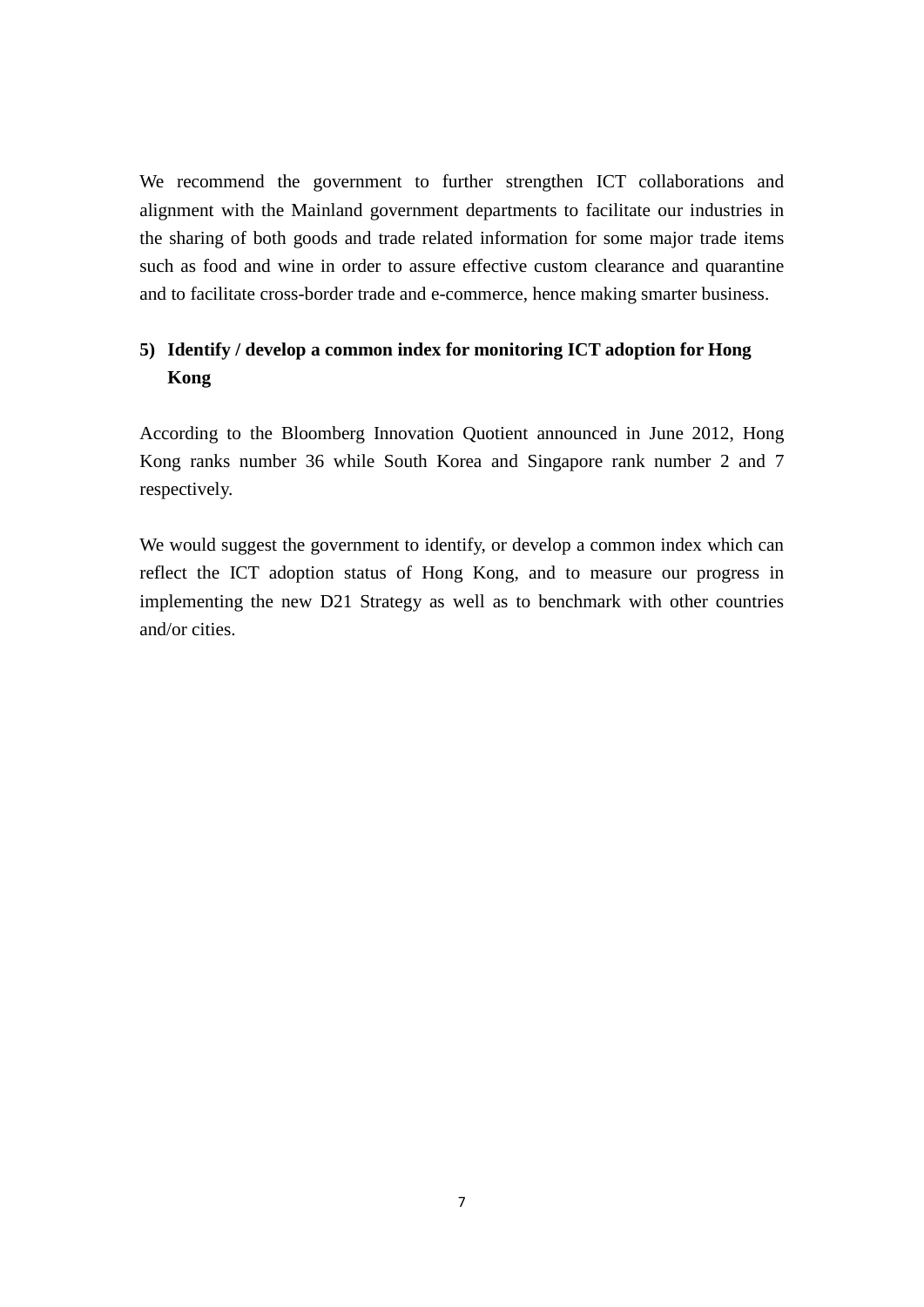We recommend the government to further strengthen ICT collaborations and alignment with the Mainland government departments to facilitate our industries in the sharing of both goods and trade related information for some major trade items such as food and wine in order to assure effective custom clearance and quarantine and to facilitate cross-border trade and e-commerce, hence making smarter business.

**5) Identify / develop a common index for monitoring ICT adoption for Hong Kong**

According to the Bloomberg Innovation Quotient announced in June 2012, Hong Kong ranks number 36 while South Korea and Singapore rank number 2 and 7 respectively.

We would suggest the government to identify, or develop a common index which can reflect the ICT adoption status of Hong Kong, and to measure our progress in implementing the new D21 Strategy as well as to benchmark with other countries and/or cities.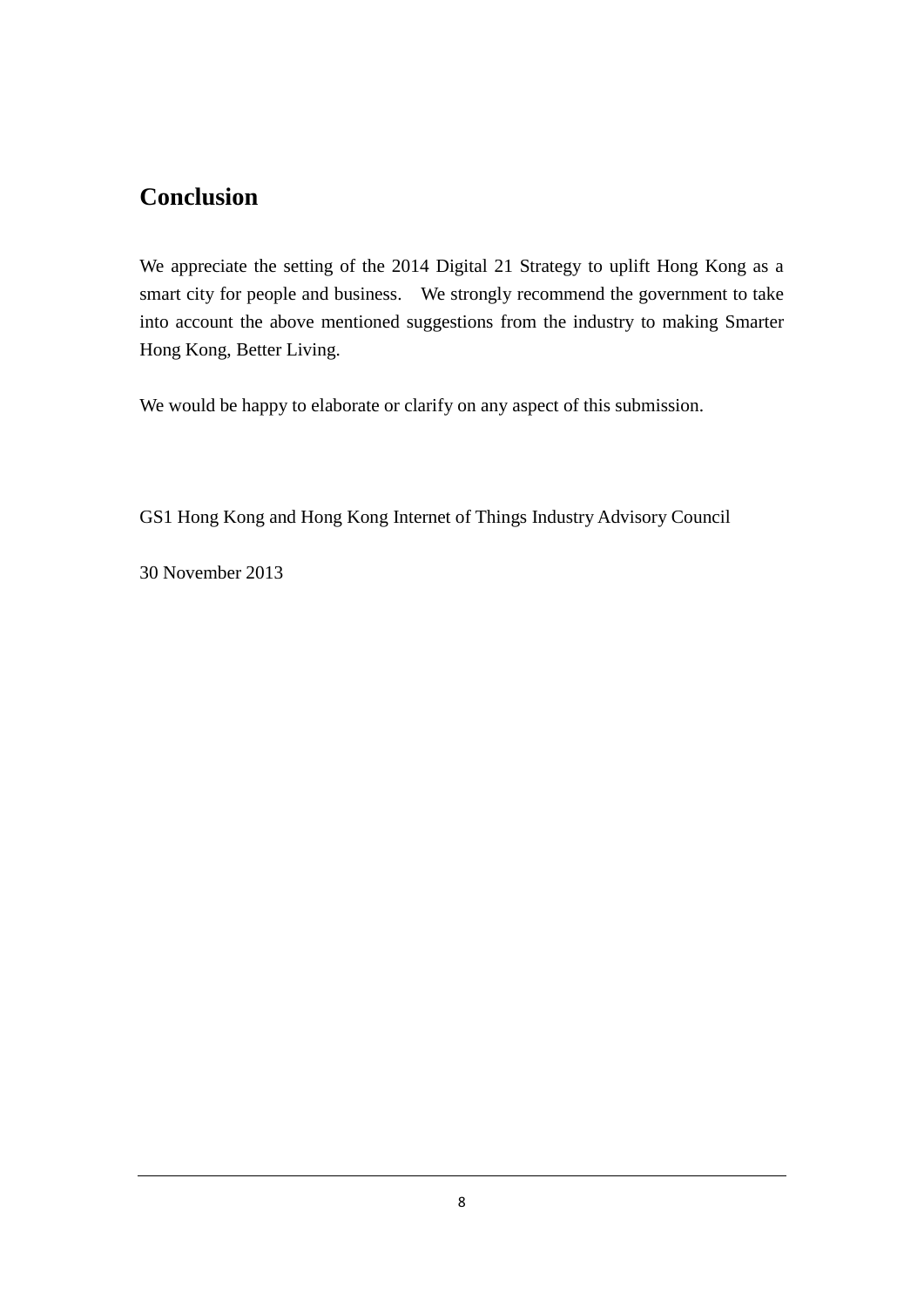## Conclusion

We appreciate the setting of the 2014 Digital 21 Strategy to uplift Hong Kong as a smart city for people and business. We strongly recommend the government to take into account the above mentioned suggestions from the industry to making Smarter Hong Kong, Better Living.

We would be happy to elaborate or clarify on any aspect of this submission.

GS1 Hong Kong and Hong Kong Internet of Things Industry Advisory Council

30 November 2013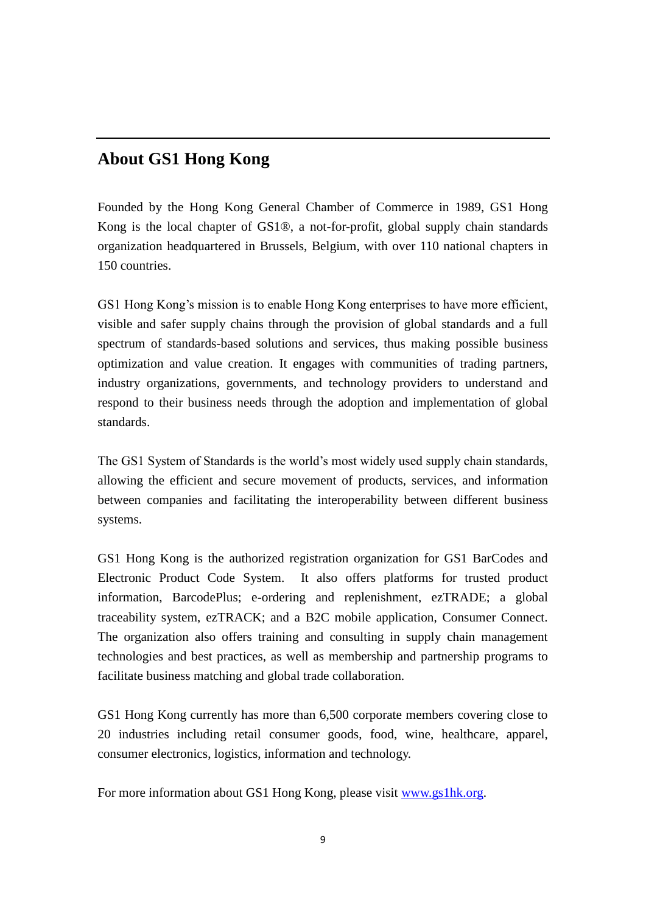## About GS1 Hong Kong

Founded by the Hong Kong General Chamber of Commerce in 1989, GS1 Hong Kong is the local chapter of GS1®, a not-for-profit, global supply chain standards organization headquartered in Brussels, Belgium, with over 110 national chapters in 150 countries.

GS1 Hong Kong's mission is to enable Hong Kong enterprises to have more efficient, visible and safer supply chains through the provision of global standards and a full spectrum of standards-based solutions and services, thus making possible business optimization and value creation. It engages with communities of trading partners, industry organizations, governments, and technology providers to understand and respond to their business needs through the adoption and implementation of global standards.

The GS1 System of Standards is the world's most widely used supply chain standards, allowing the efficient and secure movement of products, services, and information between companies and facilitating the interoperability between different business systems.

GS1 Hong Kong is the authorized registration organization for GS1 BarCodes and Electronic Product Code System. It also offers platforms for trusted product information, BarcodePlus; e-ordering and replenishment, ezTRADE; a global traceability system, ezTRACK; and a B2C mobile application, Consumer Connect. The organization also offers training and consulting in supply chain management technologies and best practices, as well as membership and partnership programs to facilitate business matching and global trade collaboration.

GS1 Hong Kong currently has more than 6,500 corporate members covering close to 20 industries including retail consumer goods, food, wine, healthcare, apparel, consumer electronics, logistics, information and technology.

For more information about GS1 Hong Kong, please visit [www.gs1hk.org](http://www.gs1hk.org).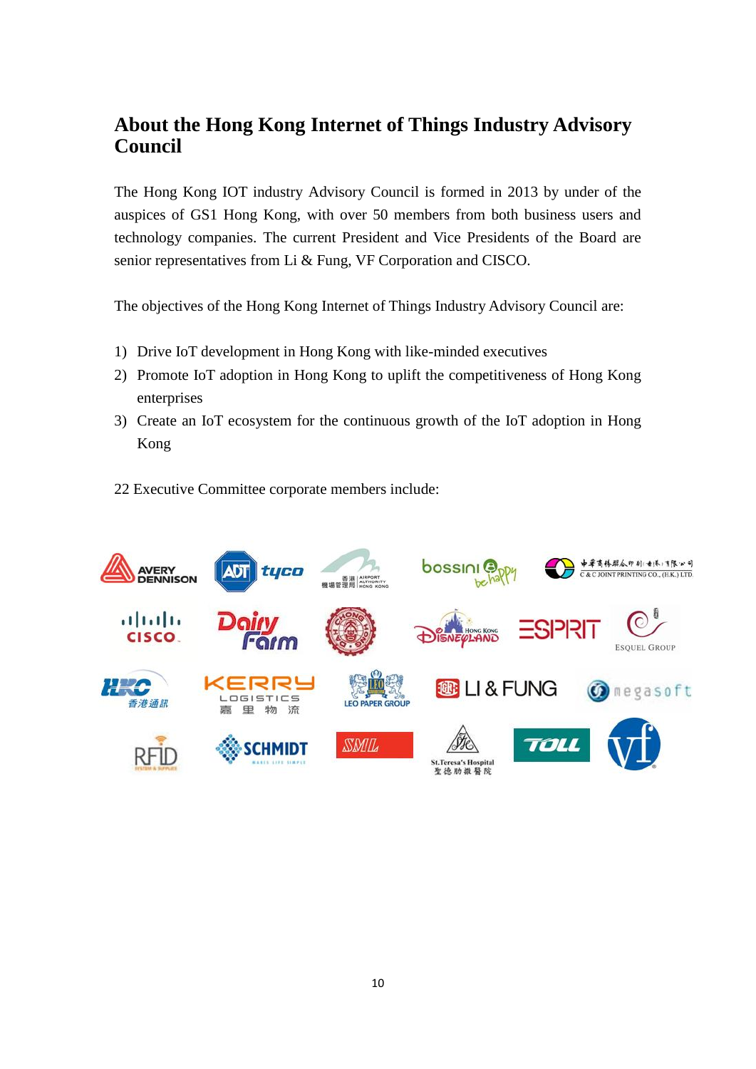## About the Hong Kong Internet of Things Industry Advisory Council

The Hong Kong IOT industry Advisory Council is formed in 2013 by under of the auspices of GS1 Hong Kong, with over 50 members from both business users and technology companies. The current President and Vice Presidents of the Board are senior representatives from Li & Fung, VF Corporation and CISCO.

The objectives of the Hong Kong Internet of Things Industry Advisory Council are:

1) Drive IoT development in Hong Kong with like-minded executives
2) Promote IoT adoption in Hong Kong to uplift the competitiveness of Hong Kong enterprises
3) Create an IoT ecosystem for the continuous growth of the IoT adoption in Hong Kong

22 Executive Committee corporate members include: